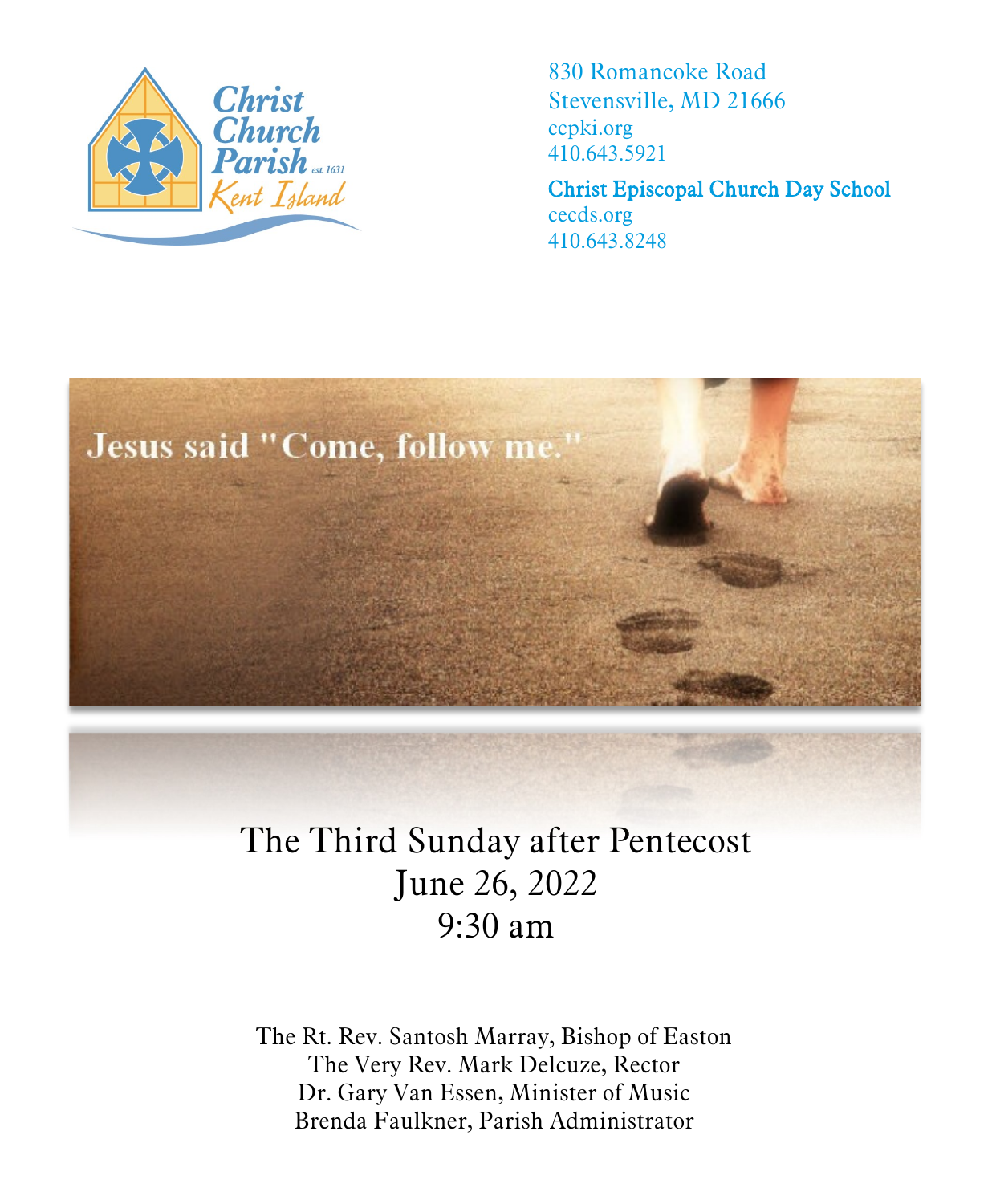Christ Church Parish est. 1631 Kent Island

830 Romancoke Road
Stevensville, MD 21666
ccpki.org
410.643.5921

**Christ Episcopal Church Day School**
cecds.org
410.643.8248

Jesus said "Come, follow me."

# The Third Sunday after Pentecost
## June 26, 2022
## 9:30 am

The Rt. Rev. Santosh Marray, Bishop of Easton
The Very Rev. Mark Delcuze, Rector
Dr. Gary Van Essen, Minister of Music
Brenda Faulkner, Parish Administrator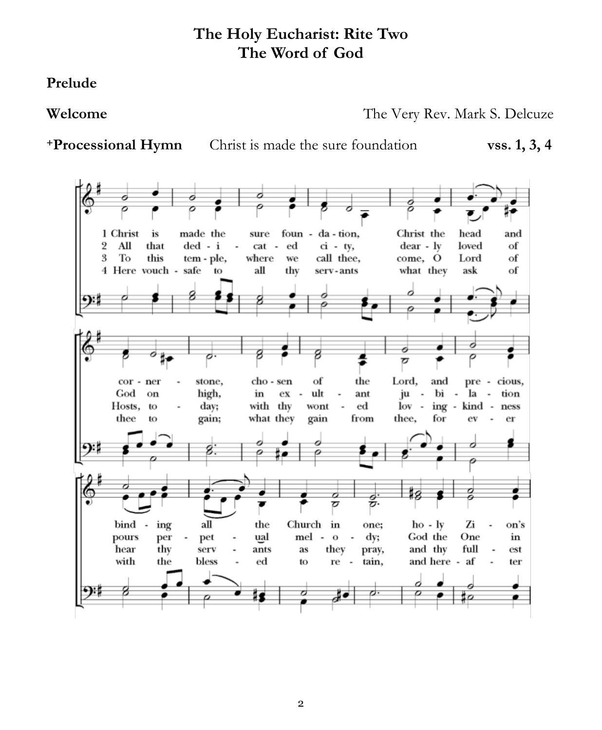# The Holy Eucharist: Rite Two
# The Word of God

**Prelude**

**Welcome** The Very Rev. Mark S. Delcuze

**+Processional Hymn** Christ is made the sure foundation **vss. 1, 3, 4**

1 Christ is made the sure foun - da - tion, Christ the head and cor - ner - stone, cho - sen of the Lord, and pre - cious, bind - ing all the Church in one; ho - ly Zi - on's

2 All that ded - i - cat - ed ci - ty, dear - ly loved of God on high, in ex - ult - ant ju - bi - la - tion pours per - pet - ual mel - o - dy; God the One in

3 To this tem - ple, where we call thee, come, O Lord of Hosts, to - day; with thy wont - ed lov - ing - kind - ness hear thy serv - ants as they pray, and thy full - est

4 Here vouch - safe to all thy serv - ants what they ask of thee to gain; what they gain from thee, for ev - er with the bless - ed to re - tain, and here - af - ter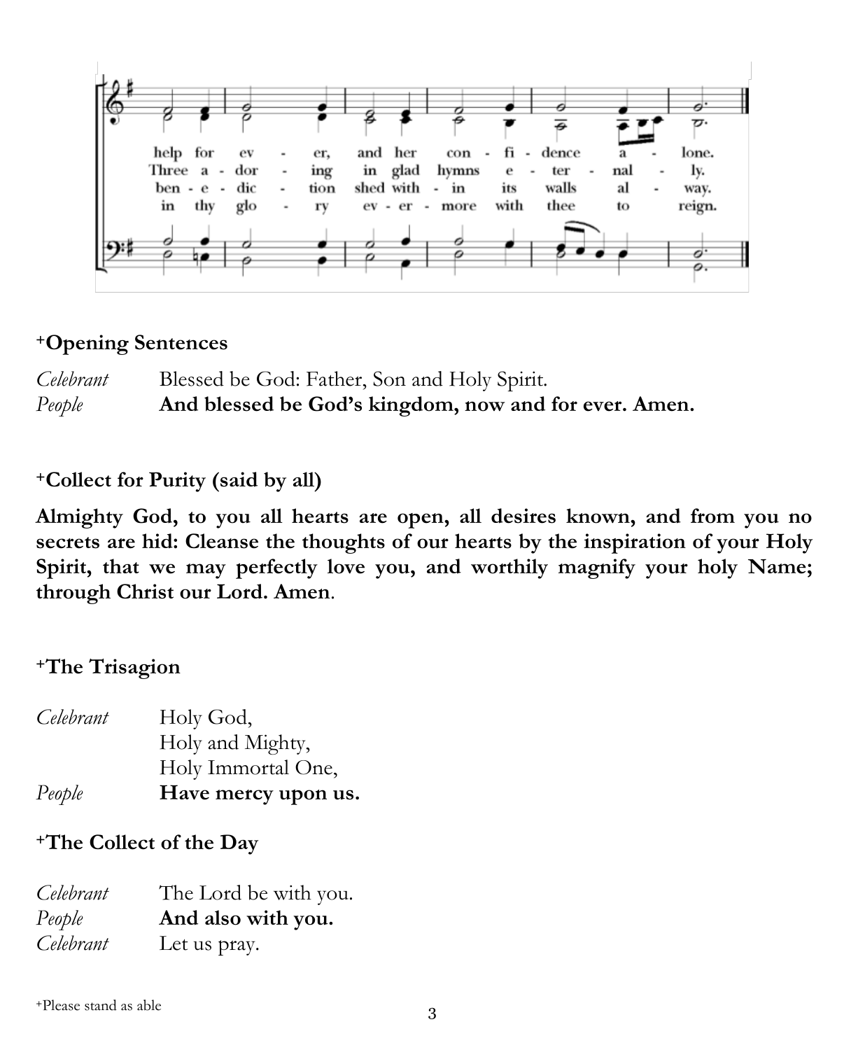help for ever, and her confidence alone.
Three adoring in glad hymns eternally.
benediction shed within its walls alway.
in thy glory evermore with thee to reign.

### +Opening Sentences

*Celebrant* Blessed be God: Father, Son and Holy Spirit.
*People* **And blessed be God's kingdom, now and for ever. Amen.**

### +Collect for Purity (said by all)

**Almighty God, to you all hearts are open, all desires known, and from you no secrets are hid: Cleanse the thoughts of our hearts by the inspiration of your Holy Spirit, that we may perfectly love you, and worthily magnify your holy Name; through Christ our Lord. Amen**.

### +The Trisagion

*Celebrant* Holy God,
Holy and Mighty,
Holy Immortal One,
*People* **Have mercy upon us.**

### +The Collect of the Day

*Celebrant* The Lord be with you.
*People* **And also with you.**
*Celebrant* Let us pray.

+Please stand as able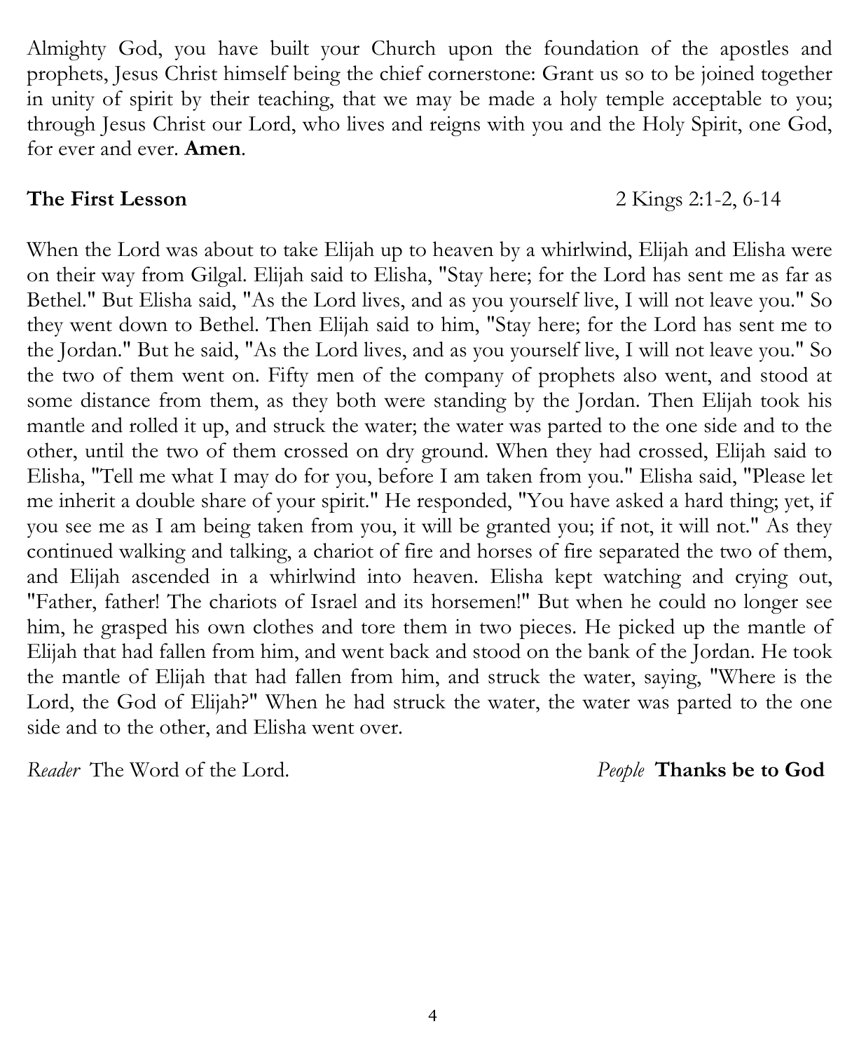Almighty God, you have built your Church upon the foundation of the apostles and prophets, Jesus Christ himself being the chief cornerstone: Grant us so to be joined together in unity of spirit by their teaching, that we may be made a holy temple acceptable to you; through Jesus Christ our Lord, who lives and reigns with you and the Holy Spirit, one God, for ever and ever. **Amen**.

**The First Lesson** 2 Kings 2:1-2, 6-14

When the Lord was about to take Elijah up to heaven by a whirlwind, Elijah and Elisha were on their way from Gilgal. Elijah said to Elisha, "Stay here; for the Lord has sent me as far as Bethel." But Elisha said, "As the Lord lives, and as you yourself live, I will not leave you." So they went down to Bethel. Then Elijah said to him, "Stay here; for the Lord has sent me to the Jordan." But he said, "As the Lord lives, and as you yourself live, I will not leave you." So the two of them went on. Fifty men of the company of prophets also went, and stood at some distance from them, as they both were standing by the Jordan. Then Elijah took his mantle and rolled it up, and struck the water; the water was parted to the one side and to the other, until the two of them crossed on dry ground. When they had crossed, Elijah said to Elisha, "Tell me what I may do for you, before I am taken from you." Elisha said, "Please let me inherit a double share of your spirit." He responded, "You have asked a hard thing; yet, if you see me as I am being taken from you, it will be granted you; if not, it will not." As they continued walking and talking, a chariot of fire and horses of fire separated the two of them, and Elijah ascended in a whirlwind into heaven. Elisha kept watching and crying out, "Father, father! The chariots of Israel and its horsemen!" But when he could no longer see him, he grasped his own clothes and tore them in two pieces. He picked up the mantle of Elijah that had fallen from him, and went back and stood on the bank of the Jordan. He took the mantle of Elijah that had fallen from him, and struck the water, saying, "Where is the Lord, the God of Elijah?" When he had struck the water, the water was parted to the one side and to the other, and Elisha went over.

*Reader* The Word of the Lord. *People* **Thanks be to God**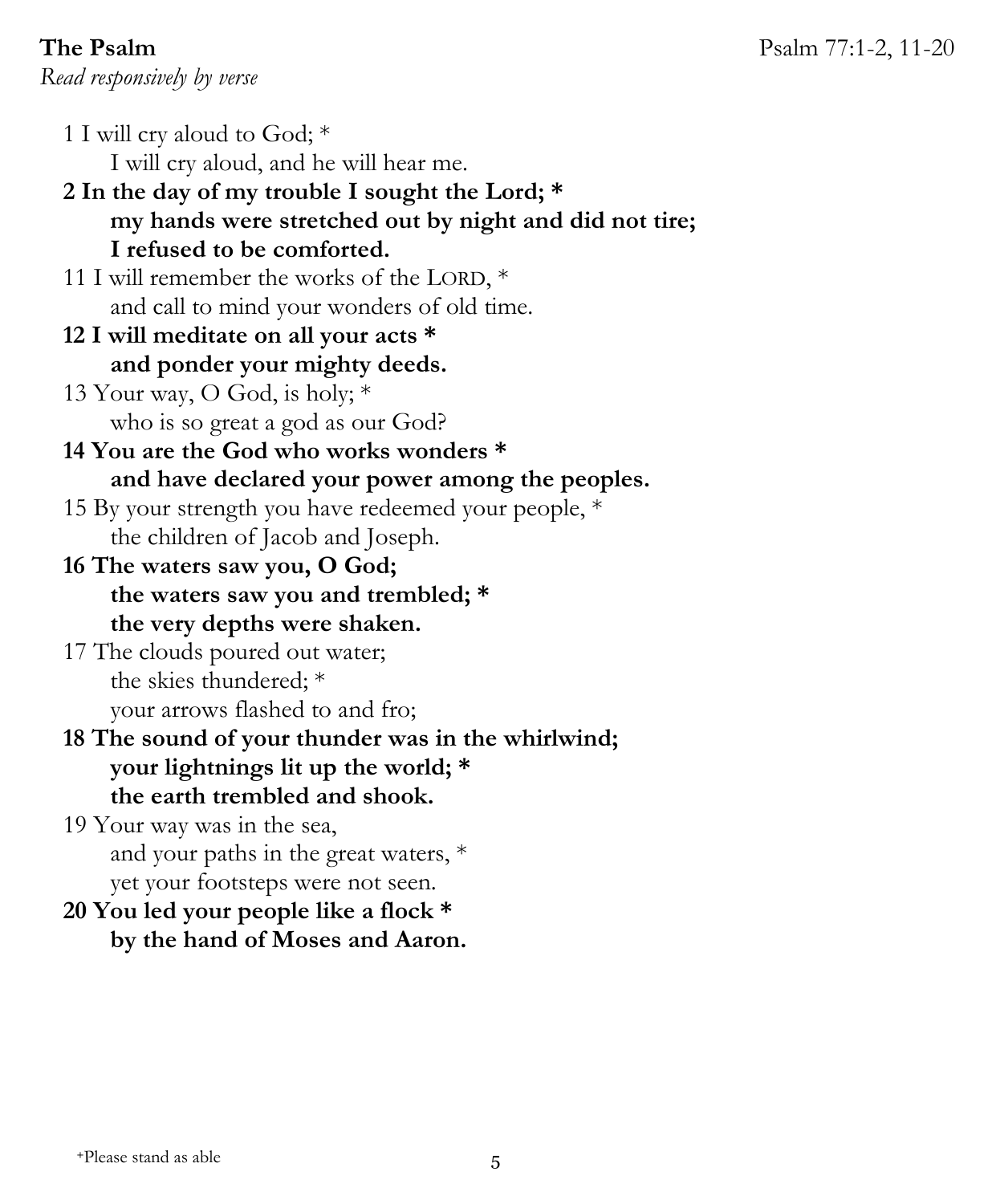**The Psalm** Psalm 77:1-2, 11-20

*Read responsively by verse*

1 I will cry aloud to God; *
I will cry aloud, and he will hear me.

**2 In the day of my trouble I sought the Lord; ***
**my hands were stretched out by night and did not tire;**
**I refused to be comforted.**

11 I will remember the works of the LORD, *
and call to mind your wonders of old time.

**12 I will meditate on all your acts ***
**and ponder your mighty deeds.**

13 Your way, O God, is holy; *
who is so great a god as our God?

**14 You are the God who works wonders ***
**and have declared your power among the peoples.**

15 By your strength you have redeemed your people, *
the children of Jacob and Joseph.

**16 The waters saw you, O God;**
**the waters saw you and trembled; ***
**the very depths were shaken.**

17 The clouds poured out water;
the skies thundered; *
your arrows flashed to and fro;

**18 The sound of your thunder was in the whirlwind;**
**your lightnings lit up the world; ***
**the earth trembled and shook.**

19 Your way was in the sea,
and your paths in the great waters, *
yet your footsteps were not seen.

**20 You led your people like a flock ***
**by the hand of Moses and Aaron.**

+Please stand as able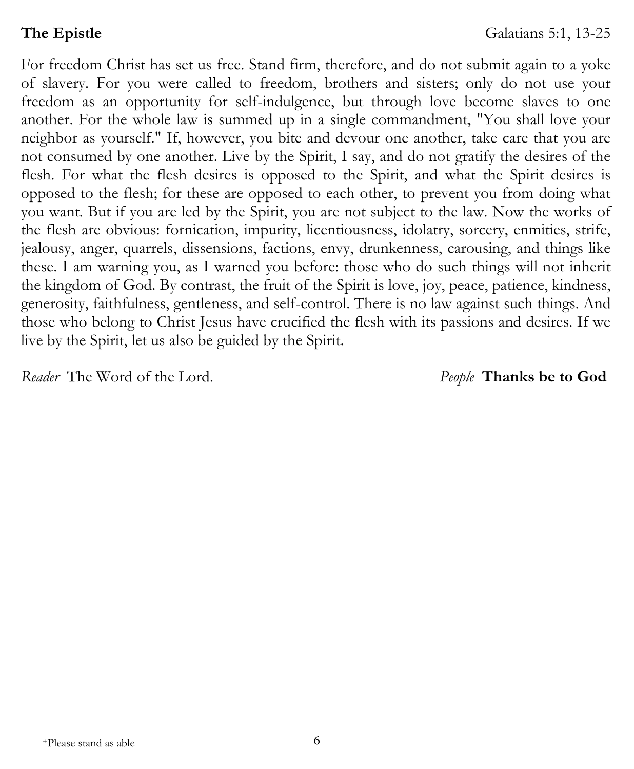**The Epistle** Galatians 5:1, 13-25

For freedom Christ has set us free. Stand firm, therefore, and do not submit again to a yoke of slavery. For you were called to freedom, brothers and sisters; only do not use your freedom as an opportunity for self-indulgence, but through love become slaves to one another. For the whole law is summed up in a single commandment, "You shall love your neighbor as yourself." If, however, you bite and devour one another, take care that you are not consumed by one another. Live by the Spirit, I say, and do not gratify the desires of the flesh. For what the flesh desires is opposed to the Spirit, and what the Spirit desires is opposed to the flesh; for these are opposed to each other, to prevent you from doing what you want. But if you are led by the Spirit, you are not subject to the law. Now the works of the flesh are obvious: fornication, impurity, licentiousness, idolatry, sorcery, enmities, strife, jealousy, anger, quarrels, dissensions, factions, envy, drunkenness, carousing, and things like these. I am warning you, as I warned you before: those who do such things will not inherit the kingdom of God. By contrast, the fruit of the Spirit is love, joy, peace, patience, kindness, generosity, faithfulness, gentleness, and self-control. There is no law against such things. And those who belong to Christ Jesus have crucified the flesh with its passions and desires. If we live by the Spirit, let us also be guided by the Spirit.

*Reader* The Word of the Lord. *People* **Thanks be to God**

+Please stand as able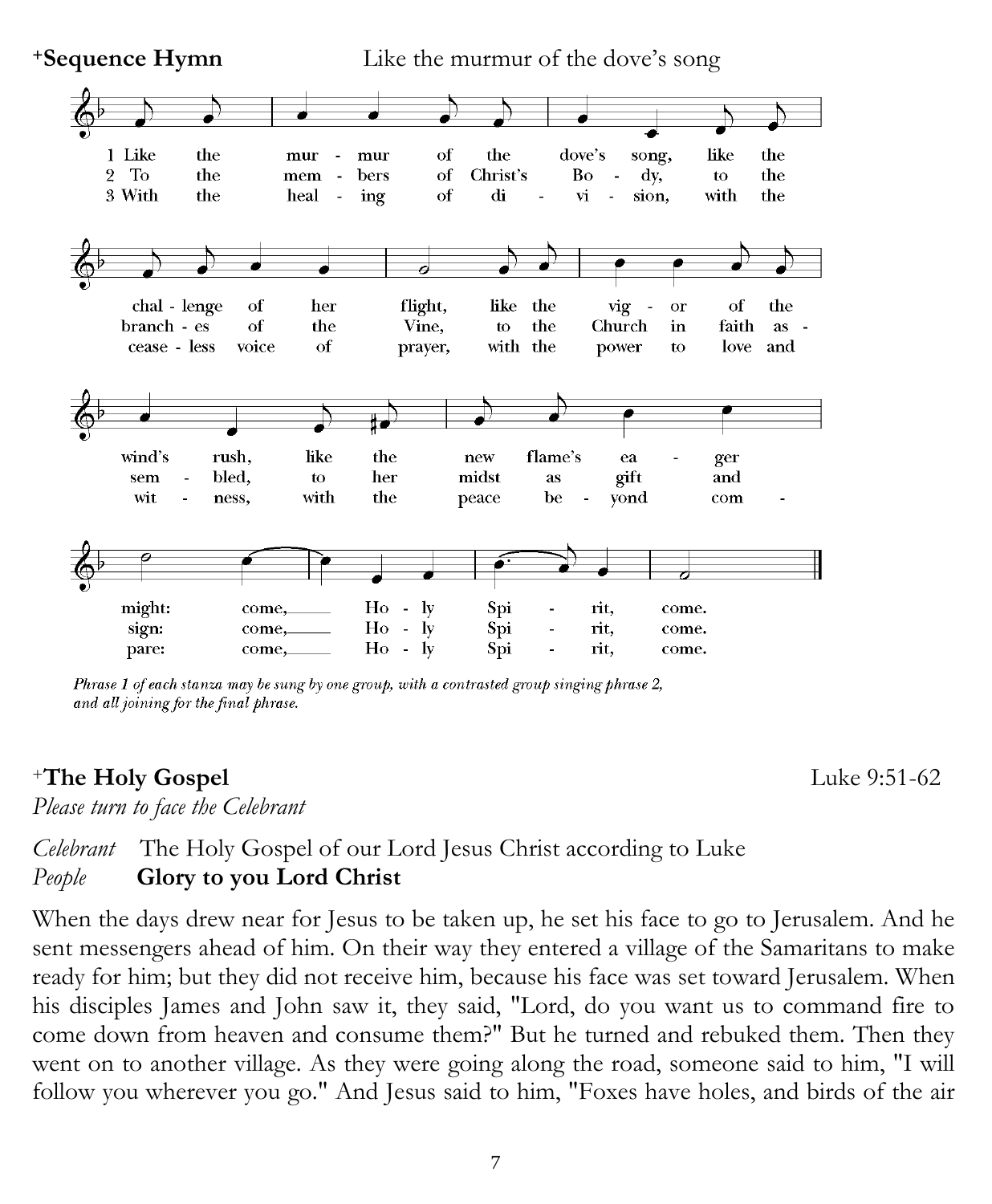**+Sequence Hymn** Like the murmur of the dove's song

1 Like the murmur of the dove's song, like the challenge of her flight, like the vigor of the wind's rush, like the new flame's eager might: come, Holy Spirit, come.

2 To the members of Christ's Body, to the branches of the Vine, to the Church in faith assembled, to her midst as gift and sign: come, Holy Spirit, come.

3 With the healing of division, with the ceaseless voice of prayer, with the power to love and witness, with the peace beyond compare: come, Holy Spirit, come.

*Phrase 1 of each stanza may be sung by one group, with a contrasted group singing phrase 2, and all joining for the final phrase.*

**+The Holy Gospel** Luke 9:51-62

*Please turn to face the Celebrant*

*Celebrant* The Holy Gospel of our Lord Jesus Christ according to Luke
*People* **Glory to you Lord Christ**

When the days drew near for Jesus to be taken up, he set his face to go to Jerusalem. And he sent messengers ahead of him. On their way they entered a village of the Samaritans to make ready for him; but they did not receive him, because his face was set toward Jerusalem. When his disciples James and John saw it, they said, "Lord, do you want us to command fire to come down from heaven and consume them?" But he turned and rebuked them. Then they went on to another village. As they were going along the road, someone said to him, "I will follow you wherever you go." And Jesus said to him, "Foxes have holes, and birds of the air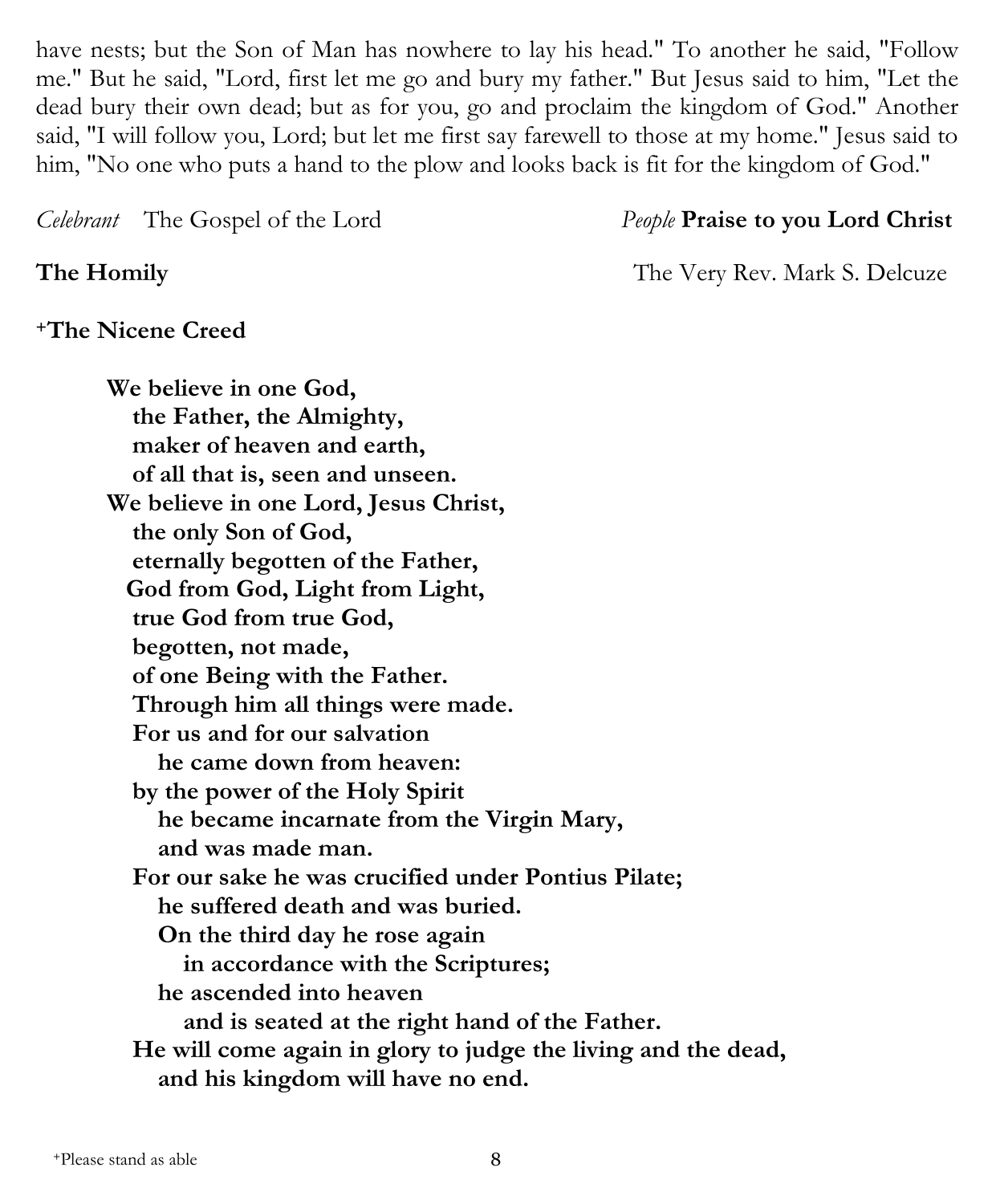have nests; but the Son of Man has nowhere to lay his head." To another he said, "Follow me." But he said, "Lord, first let me go and bury my father." But Jesus said to him, "Let the dead bury their own dead; but as for you, go and proclaim the kingdom of God." Another said, "I will follow you, Lord; but let me first say farewell to those at my home." Jesus said to him, "No one who puts a hand to the plow and looks back is fit for the kingdom of God."

*Celebrant* The Gospel of the Lord *People* **Praise to you Lord Christ**

**The Homily** The Very Rev. Mark S. Delcuze

**+The Nicene Creed**

**We believe in one God,**
**the Father, the Almighty,**
**maker of heaven and earth,**
**of all that is, seen and unseen.**
**We believe in one Lord, Jesus Christ,**
**the only Son of God,**
**eternally begotten of the Father,**
**God from God, Light from Light,**
**true God from true God,**
**begotten, not made,**
**of one Being with the Father.**
**Through him all things were made.**
**For us and for our salvation**
**he came down from heaven:**
**by the power of the Holy Spirit**
**he became incarnate from the Virgin Mary,**
**and was made man.**
**For our sake he was crucified under Pontius Pilate;**
**he suffered death and was buried.**
**On the third day he rose again**
**in accordance with the Scriptures;**
**he ascended into heaven**
**and is seated at the right hand of the Father.**
**He will come again in glory to judge the living and the dead,**
**and his kingdom will have no end.**

+Please stand as able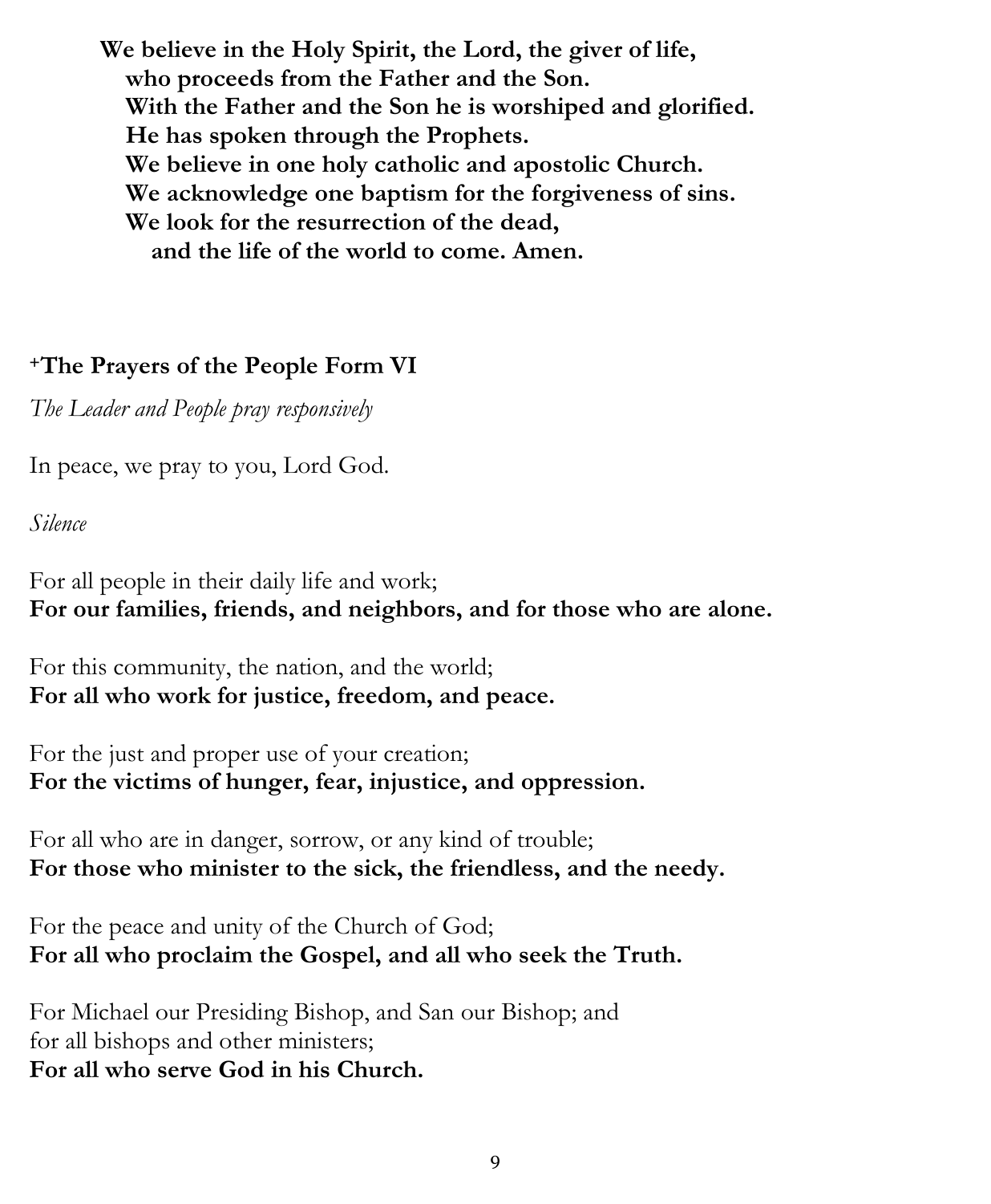**We believe in the Holy Spirit, the Lord, the giver of life,**
**who proceeds from the Father and the Son.**
**With the Father and the Son he is worshiped and glorified.**
**He has spoken through the Prophets.**
**We believe in one holy catholic and apostolic Church.**
**We acknowledge one baptism for the forgiveness of sins.**
**We look for the resurrection of the dead,**
**and the life of the world to come. Amen.**

## +The Prayers of the People Form VI

*The Leader and People pray responsively*

In peace, we pray to you, Lord God.

*Silence*

For all people in their daily life and work;
**For our families, friends, and neighbors, and for those who are alone.**

For this community, the nation, and the world;
**For all who work for justice, freedom, and peace.**

For the just and proper use of your creation;
**For the victims of hunger, fear, injustice, and oppression.**

For all who are in danger, sorrow, or any kind of trouble;
**For those who minister to the sick, the friendless, and the needy.**

For the peace and unity of the Church of God;
**For all who proclaim the Gospel, and all who seek the Truth.**

For Michael our Presiding Bishop, and San our Bishop; and
for all bishops and other ministers;
**For all who serve God in his Church.**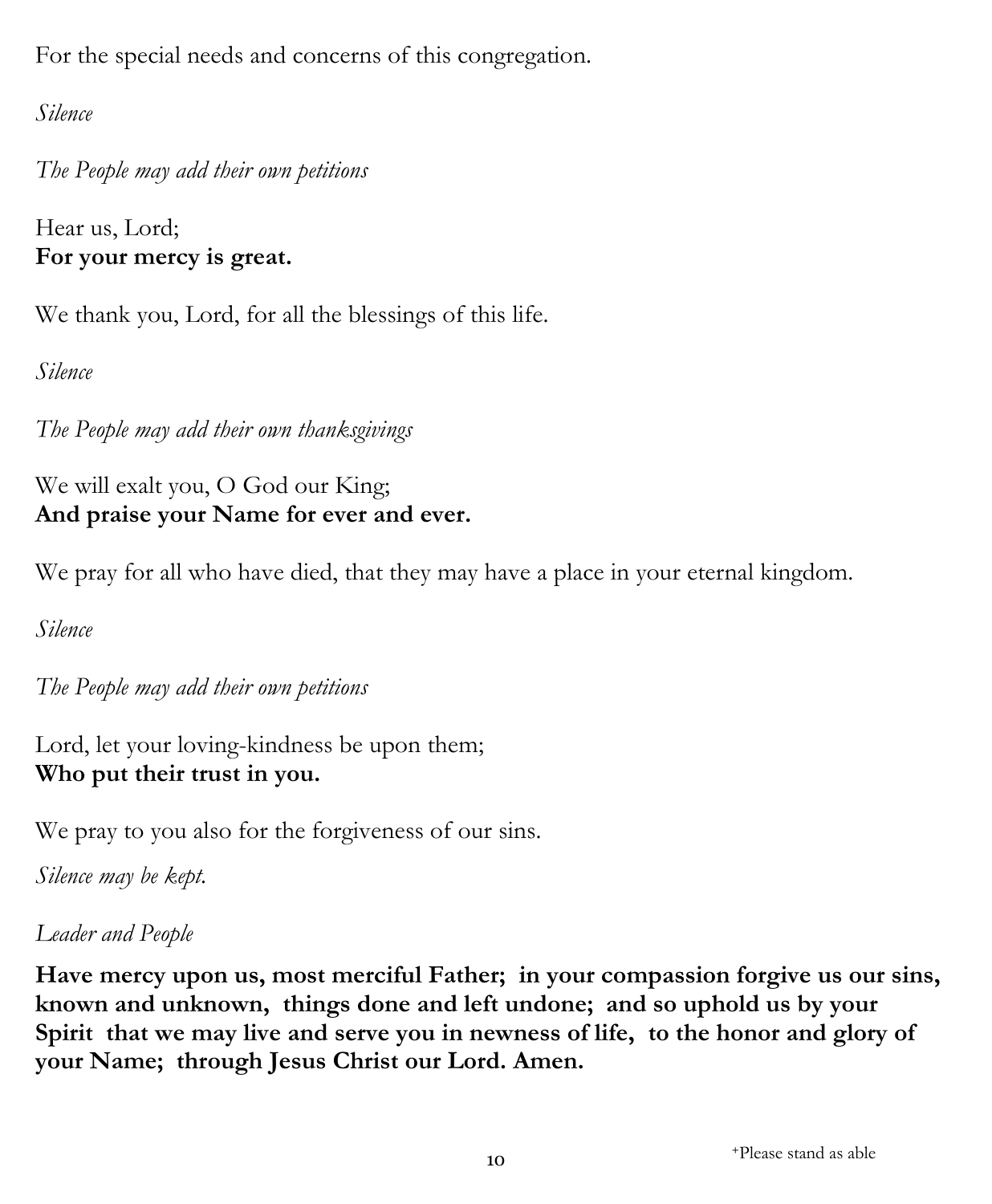For the special needs and concerns of this congregation.

*Silence*

*The People may add their own petitions*

Hear us, Lord;
**For your mercy is great.**

We thank you, Lord, for all the blessings of this life.

*Silence*

*The People may add their own thanksgivings*

We will exalt you, O God our King;
**And praise your Name for ever and ever.**

We pray for all who have died, that they may have a place in your eternal kingdom.

*Silence*

*The People may add their own petitions*

Lord, let your loving-kindness be upon them;
**Who put their trust in you.**

We pray to you also for the forgiveness of our sins.

*Silence may be kept.*

*Leader and People*

**Have mercy upon us, most merciful Father; in your compassion forgive us our sins, known and unknown, things done and left undone; and so uphold us by your Spirit that we may live and serve you in newness of life, to the honor and glory of your Name; through Jesus Christ our Lord. Amen.**

+Please stand as able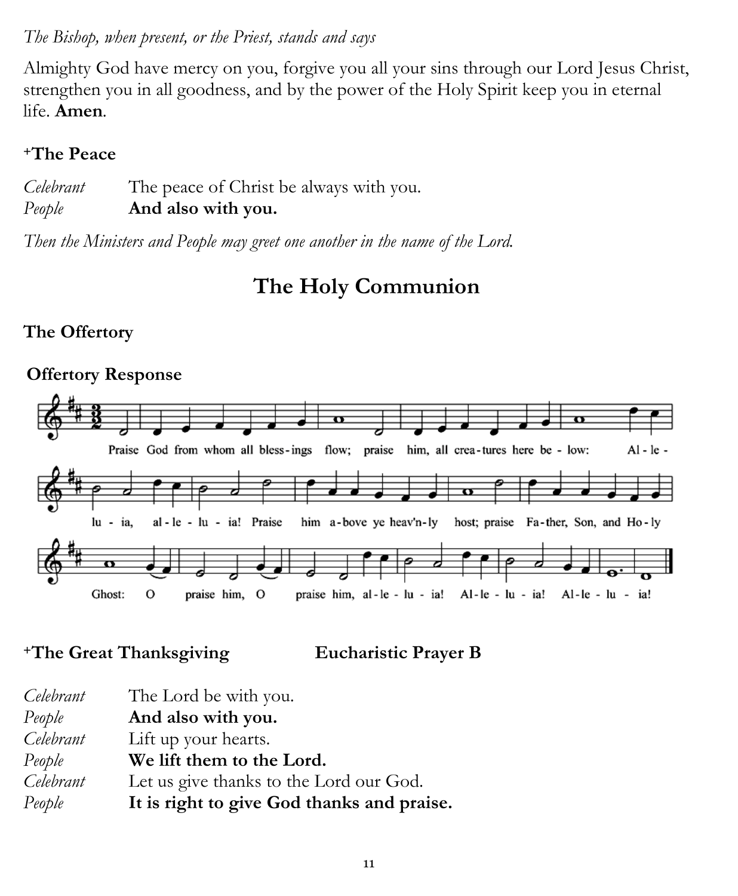*The Bishop, when present, or the Priest, stands and says*

Almighty God have mercy on you, forgive you all your sins through our Lord Jesus Christ, strengthen you in all goodness, and by the power of the Holy Spirit keep you in eternal life. **Amen**.

### +The Peace

*Celebrant* The peace of Christ be always with you.
*People* **And also with you.**

*Then the Ministers and People may greet one another in the name of the Lord.*

## The Holy Communion

### The Offertory

### Offertory Response

Praise God from whom all bless-ings flow; praise him, all crea-tures here be - low: Al - le - lu - ia, al - le - lu - ia! Praise him a - bove ye heav'n - ly host; praise Fa - ther, Son, and Ho - ly Ghost: O praise him, O praise him, al - le - lu - ia! Al - le - lu - ia! Al - le - lu - ia!

### +The Great Thanksgiving **Eucharistic Prayer B**

*Celebrant* The Lord be with you.
*People* **And also with you.**
*Celebrant* Lift up your hearts.
*People* **We lift them to the Lord.**
*Celebrant* Let us give thanks to the Lord our God.
*People* **It is right to give God thanks and praise.**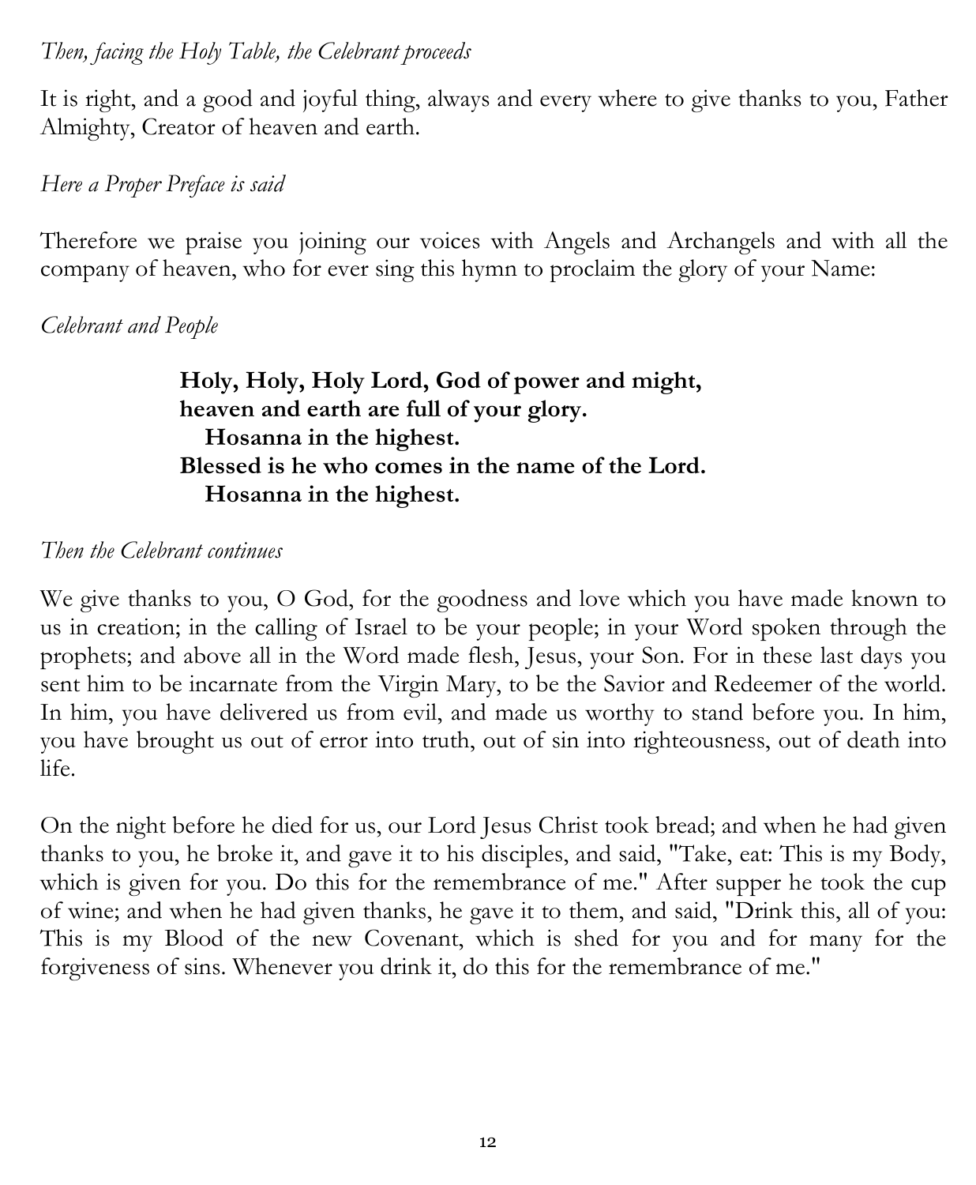*Then, facing the Holy Table, the Celebrant proceeds*

It is right, and a good and joyful thing, always and every where to give thanks to you, Father Almighty, Creator of heaven and earth.

*Here a Proper Preface is said*

Therefore we praise you joining our voices with Angels and Archangels and with all the company of heaven, who for ever sing this hymn to proclaim the glory of your Name:

*Celebrant and People*

**Holy, Holy, Holy Lord, God of power and might,**
**heaven and earth are full of your glory.**
**Hosanna in the highest.**
**Blessed is he who comes in the name of the Lord.**
**Hosanna in the highest.**

*Then the Celebrant continues*

We give thanks to you, O God, for the goodness and love which you have made known to us in creation; in the calling of Israel to be your people; in your Word spoken through the prophets; and above all in the Word made flesh, Jesus, your Son. For in these last days you sent him to be incarnate from the Virgin Mary, to be the Savior and Redeemer of the world. In him, you have delivered us from evil, and made us worthy to stand before you. In him, you have brought us out of error into truth, out of sin into righteousness, out of death into life.

On the night before he died for us, our Lord Jesus Christ took bread; and when he had given thanks to you, he broke it, and gave it to his disciples, and said, "Take, eat: This is my Body, which is given for you. Do this for the remembrance of me." After supper he took the cup of wine; and when he had given thanks, he gave it to them, and said, "Drink this, all of you: This is my Blood of the new Covenant, which is shed for you and for many for the forgiveness of sins. Whenever you drink it, do this for the remembrance of me."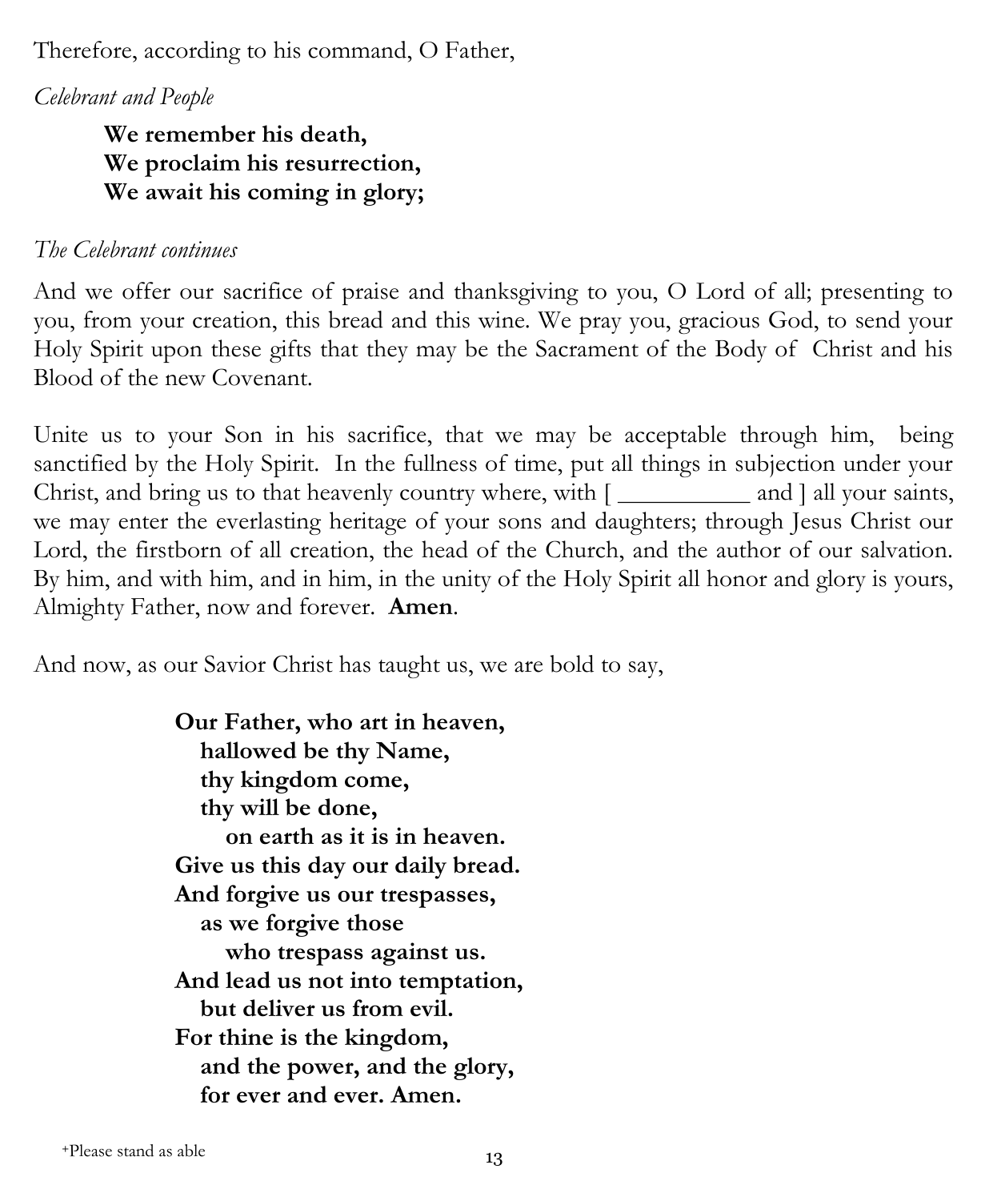Therefore, according to his command, O Father,

*Celebrant and People*

> **We remember his death,**
> **We proclaim his resurrection,**
> **We await his coming in glory;**

*The Celebrant continues*

And we offer our sacrifice of praise and thanksgiving to you, O Lord of all; presenting to you, from your creation, this bread and this wine. We pray you, gracious God, to send your Holy Spirit upon these gifts that they may be the Sacrament of the Body of Christ and his Blood of the new Covenant.

Unite us to your Son in his sacrifice, that we may be acceptable through him, being sanctified by the Holy Spirit. In the fullness of time, put all things in subjection under your Christ, and bring us to that heavenly country where, with [ __________ and ] all your saints, we may enter the everlasting heritage of your sons and daughters; through Jesus Christ our Lord, the firstborn of all creation, the head of the Church, and the author of our salvation. By him, and with him, and in him, in the unity of the Holy Spirit all honor and glory is yours, Almighty Father, now and forever. **Amen**.

And now, as our Savior Christ has taught us, we are bold to say,

> **Our Father, who art in heaven,**
> **hallowed be thy Name,**
> **thy kingdom come,**
> **thy will be done,**
> **on earth as it is in heaven.**
> **Give us this day our daily bread.**
> **And forgive us our trespasses,**
> **as we forgive those**
> **who trespass against us.**
> **And lead us not into temptation,**
> **but deliver us from evil.**
> **For thine is the kingdom,**
> **and the power, and the glory,**
> **for ever and ever. Amen.**

+Please stand as able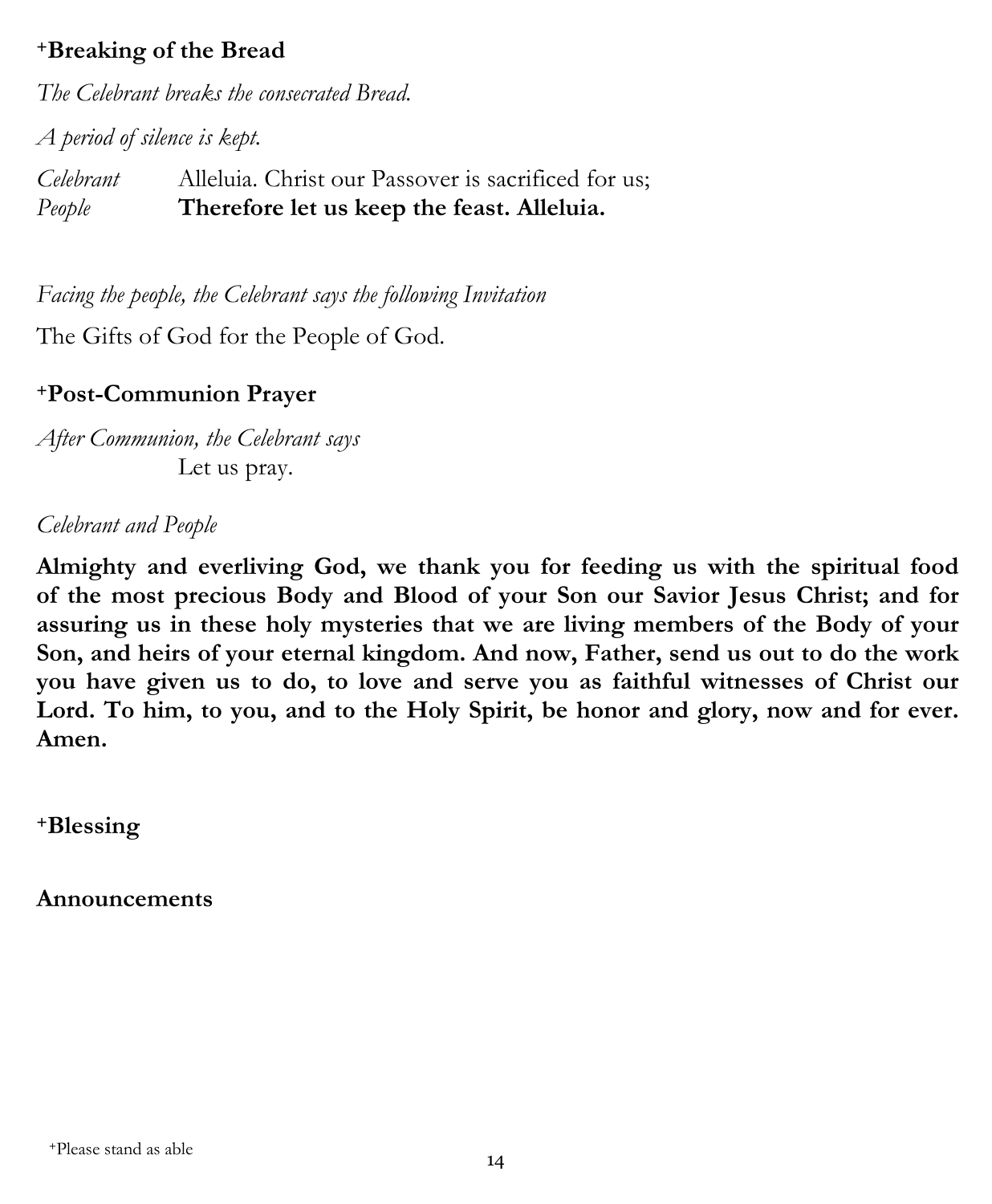**⁺Breaking of the Bread**

*The Celebrant breaks the consecrated Bread.*

*A period of silence is kept.*

*Celebrant* Alleluia. Christ our Passover is sacrificed for us;
*People* **Therefore let us keep the feast. Alleluia.**

*Facing the people, the Celebrant says the following Invitation*

The Gifts of God for the People of God.

**⁺Post-Communion Prayer**

*After Communion, the Celebrant says*
Let us pray.

*Celebrant and People*

**Almighty and everliving God, we thank you for feeding us with the spiritual food of the most precious Body and Blood of your Son our Savior Jesus Christ; and for assuring us in these holy mysteries that we are living members of the Body of your Son, and heirs of your eternal kingdom. And now, Father, send us out to do the work you have given us to do, to love and serve you as faithful witnesses of Christ our Lord. To him, to you, and to the Holy Spirit, be honor and glory, now and for ever. Amen.**

**⁺Blessing**

**Announcements**

⁺Please stand as able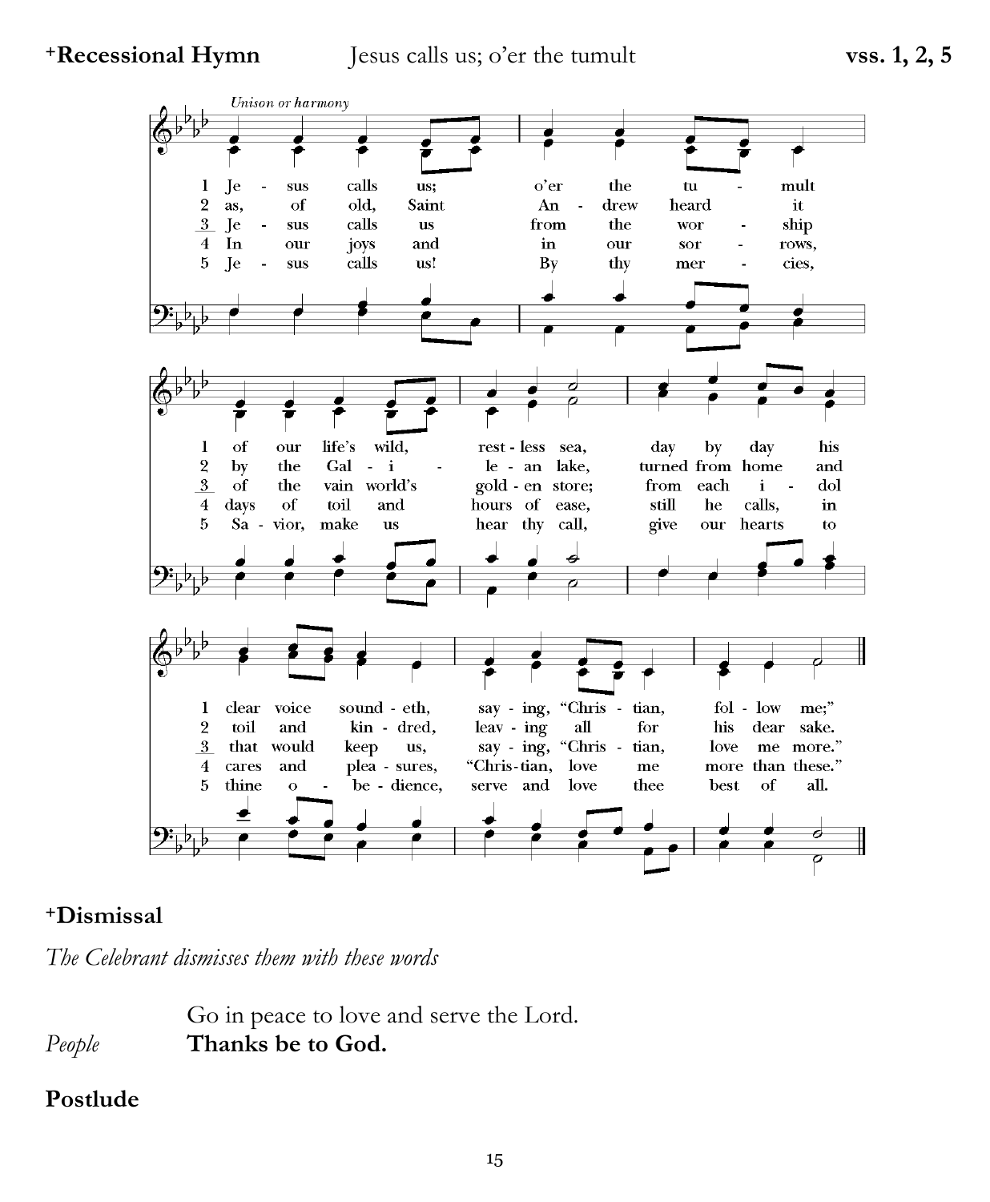**+Recessional Hymn** Jesus calls us; o'er the tumult **vss. 1, 2, 5**

*Unison or harmony*

1 Je - sus calls us; o'er the tu - mult of our life's wild, rest - less sea, day by day his clear voice sound - eth, say - ing, "Chris - tian, fol - low me;"

2 as, of old, Saint An - drew heard it by the Gal - i - le - an lake, turned from home and toil and kin - dred, leav - ing all for his dear sake.

3 Je - sus calls us from the wor - ship of the vain world's gold - en store; from each i - dol that would keep us, say - ing, "Chris - tian, love me more."

4 In our joys and in our sor - rows, days of toil and hours of ease, still he calls, in cares and plea - sures, "Chris-tian, love me more than these."

5 Je - sus calls us! By thy mer - cies, Sa - vior, make us hear thy call, give our hearts to thine o - be - dience, serve and love thee best of all.

**+Dismissal**

*The Celebrant dismisses them with these words*

Go in peace to love and serve the Lord.

*People* **Thanks be to God.**

**Postlude**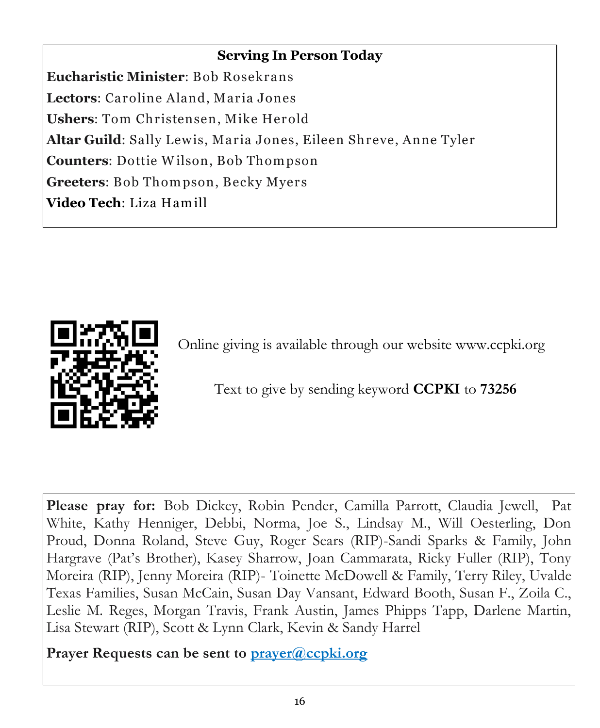**Serving In Person Today**

**Eucharistic Minister**: Bob Rosekrans

**Lectors**: Caroline Aland, Maria Jones

**Ushers**: Tom Christensen, Mike Herold

**Altar Guild**: Sally Lewis, Maria Jones, Eileen Shreve, Anne Tyler

**Counters**: Dottie Wilson, Bob Thompson

**Greeters**: Bob Thompson, Becky Myers

**Video Tech**: Liza Hamill

Online giving is available through our website www.ccpki.org

Text to give by sending keyword **CCPKI** to **73256**

**Please pray for:** Bob Dickey, Robin Pender, Camilla Parrott, Claudia Jewell, Pat White, Kathy Henniger, Debbi, Norma, Joe S., Lindsay M., Will Oesterling, Don Proud, Donna Roland, Steve Guy, Roger Sears (RIP)-Sandi Sparks & Family, John Hargrave (Pat's Brother), Kasey Sharrow, Joan Cammarata, Ricky Fuller (RIP), Tony Moreira (RIP), Jenny Moreira (RIP)- Toinette McDowell & Family, Terry Riley, Uvalde Texas Families, Susan McCain, Susan Day Vansant, Edward Booth, Susan F., Zoila C., Leslie M. Reges, Morgan Travis, Frank Austin, James Phipps Tapp, Darlene Martin, Lisa Stewart (RIP), Scott & Lynn Clark, Kevin & Sandy Harrel

**Prayer Requests can be sent to prayer@ccpki.org**